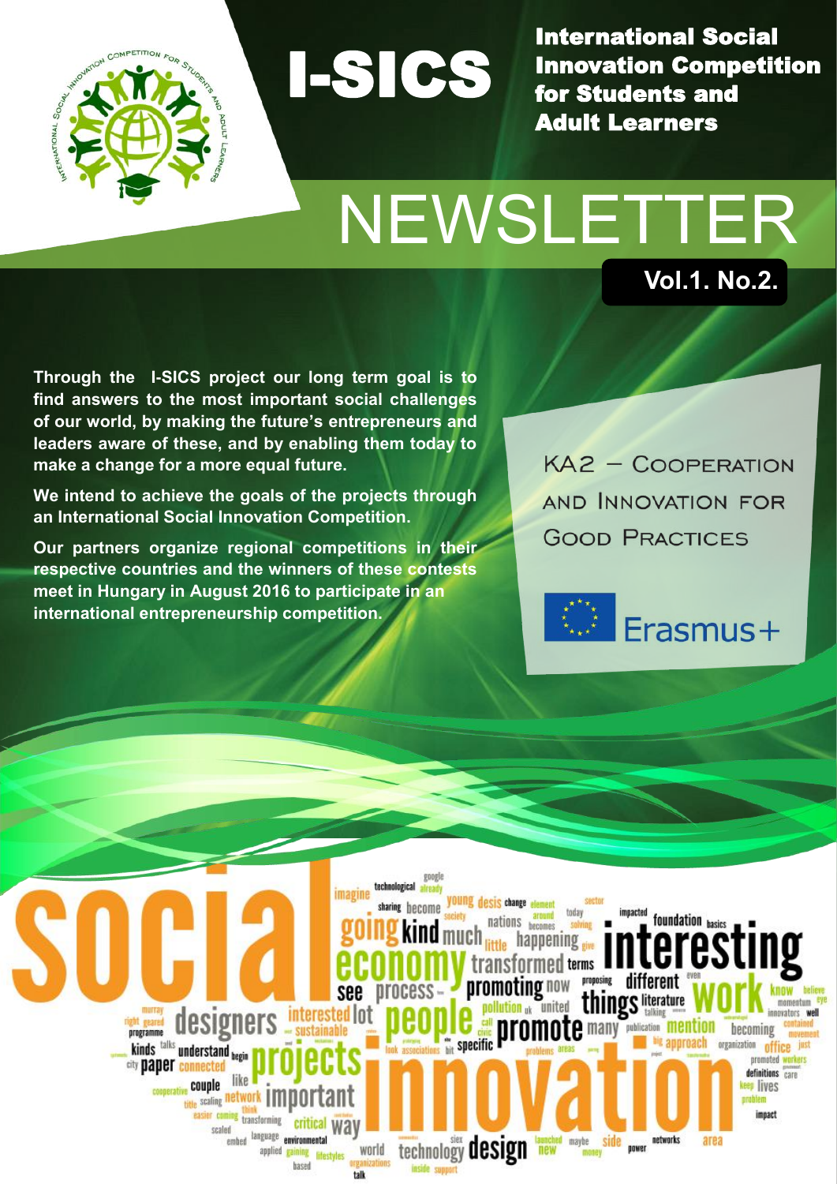# I-SICS

**International Social Innovation Competition for Students and Adult Learners**

# NEWSLETTER

**Vol.1. No.2.**

**Through the I-SICS project our long term goal is to find answers to the most important social challenges of our world, by making the future's entrepreneurs and leaders aware of these, and by enabling them today to make a change for a more equal future.**

**We intend to achieve the goals of the projects through an International Social Innovation Competition.**

**Our partners organize regional competitions in their respective countries and the winners of these contests meet in Hungary in August 2016 to participate in an international entrepreneurship competition.**

KA2 – Cooperation and Innovation for Good Practices

Erasmus+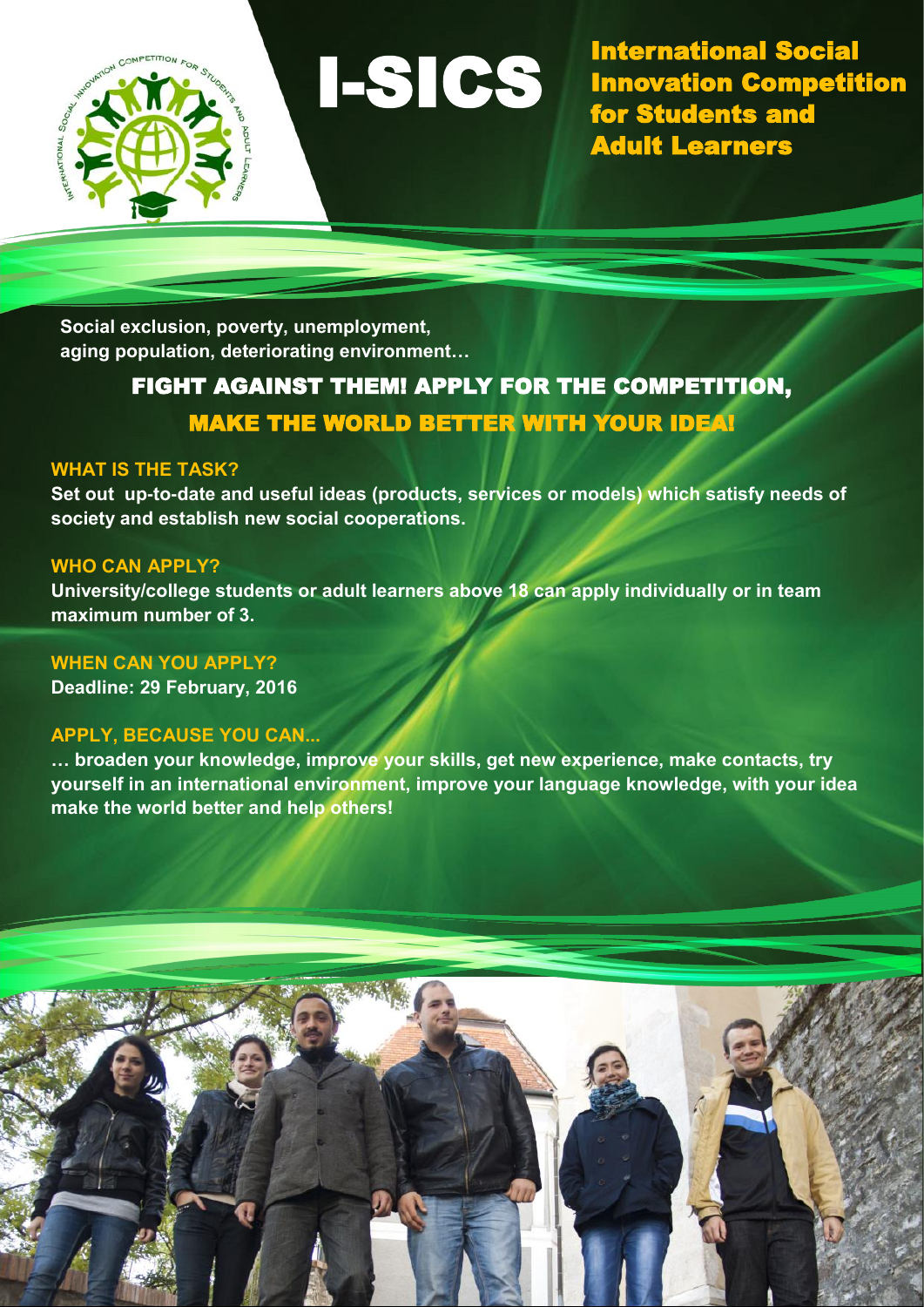# I-SICS

## International Social Innovation Competition for Students and Adult Learners

**Social exclusion, poverty, unemployment, aging population, deteriorating environment…**

## FIGHT AGAINST THEM! APPLY FOR THE COMPETITION, MAKE THE WORLD BETTER WITH YOUR IDEA!

### WHAT IS THE TASK?

**Set out up-to-date and useful ideas (products, services or models) which satisfy needs of society and establish new social cooperations.**

### WHO CAN APPLY?

**University/college students or adult learners above 18 can apply individually or in team maximum number of 3.**

### WHEN CAN YOU APPLY?

**Deadline: 29 February, 2016**

### APPLY, BECAUSE YOU CAN...

**… broaden your knowledge, improve your skills, get new experience, make contacts, try yourself in an international environment, improve your language knowledge, with your idea make the world better and help others!**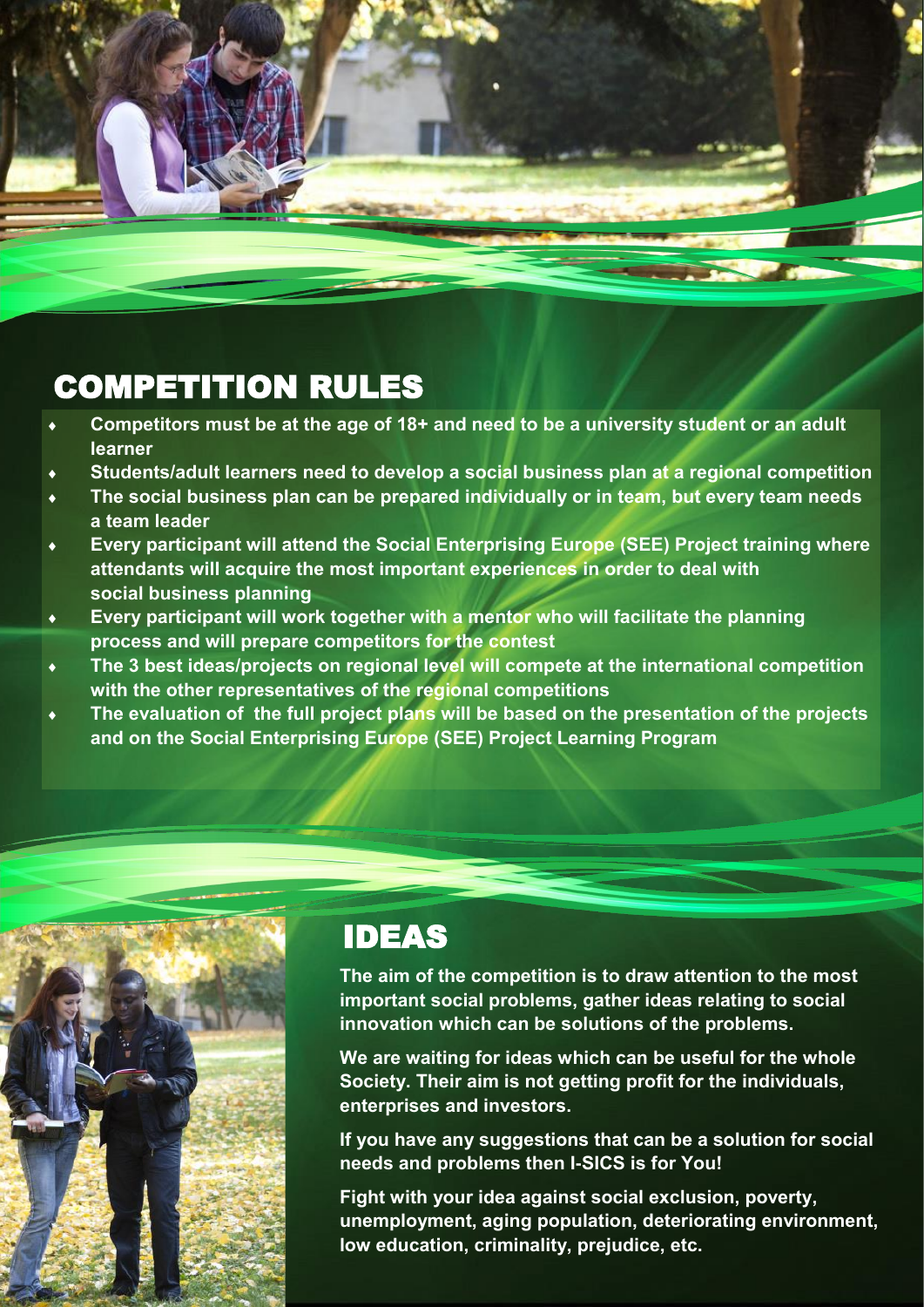## COMPETITION RULES

- **Competitors must be at the age of 18+ and need to be a university student or an adult learner**
- **Students/adult learners need to develop a social business plan at a regional competition**
- **The social business plan can be prepared individually or in team, but every team needs a team leader**
- **Every participant will attend the Social Enterprising Europe (SEE) Project training where attendants will acquire the most important experiences in order to deal with social business planning**
- **Every participant will work together with a mentor who will facilitate the planning process and will prepare competitors for the contest**
- **The 3 best ideas/projects on regional level will compete at the international competition with the other representatives of the regional competitions**
- **The evaluation of the full project plans will be based on the presentation of the projects and on the Social Enterprising Europe (SEE) Project Learning Program**

## IDEAS

**The aim of the competition is to draw attention to the most important social problems, gather ideas relating to social innovation which can be solutions of the problems.**

**We are waiting for ideas which can be useful for the whole Society. Their aim is not getting profit for the individuals, enterprises and investors.**

**If you have any suggestions that can be a solution for social needs and problems then I-SICS is for You!**

**Fight with your idea against social exclusion, poverty, unemployment, aging population, deteriorating environment, low education, criminality, prejudice, etc.**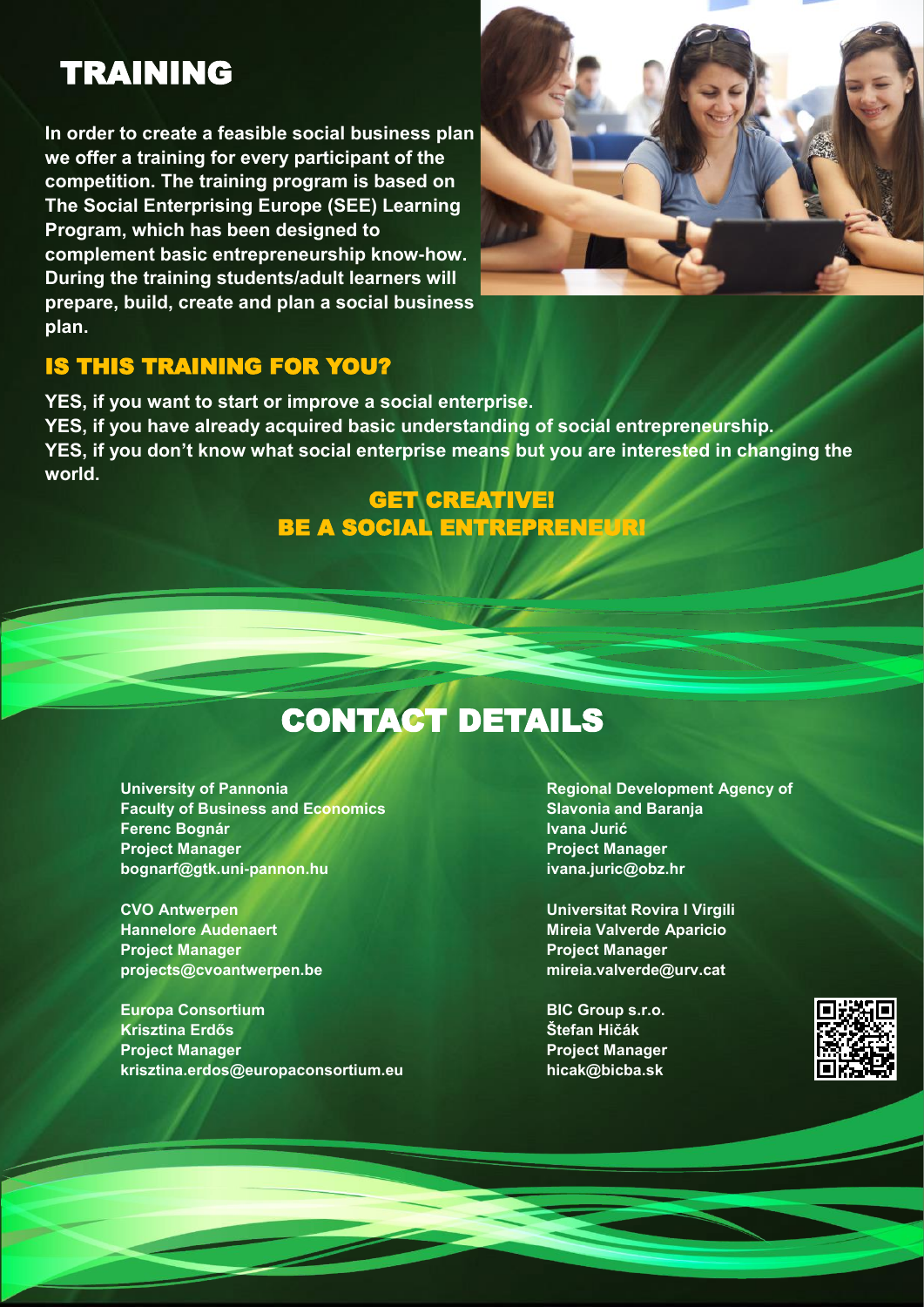# TRAINING

**In order to create a feasible social business plan we offer a training for every participant of the competition. The training program is based on The Social Enterprising Europe (SEE) Learning Program, which has been designed to complement basic entrepreneurship know-how. During the training students/adult learners will prepare, build, create and plan a social business plan.**

## IS THIS TRAINING FOR YOU?

**YES, if you want to start or improve a social enterprise.**
**YES, if you have already acquired basic understanding of social entrepreneurship.**
**YES, if you don't know what social enterprise means but you are interested in changing the world.**

**GET CREATIVE!**
**BE A SOCIAL ENTREPRENEUR!**

# CONTACT DETAILS

**University of Pannonia**
**Faculty of Business and Economics**
**Ferenc Bognár**
**Project Manager**
**bognarf@gtk.uni-pannon.hu**

**CVO Antwerpen**
**Hannelore Audenaert**
**Project Manager**
**projects@cvoantwerpen.be**

**Europa Consortium**
**Krisztina Erdős**
**Project Manager**
**krisztina.erdos@europaconsortium.eu**

**Regional Development Agency of Slavonia and Baranja**
**Ivana Jurić**
**Project Manager**
**ivana.juric@obz.hr**

**Universitat Rovira I Virgili**
**Mireia Valverde Aparicio**
**Project Manager**
**mireia.valverde@urv.cat**

**BIC Group s.r.o.**
**Štefan Hičák**
**Project Manager**
**hicak@bicba.sk**